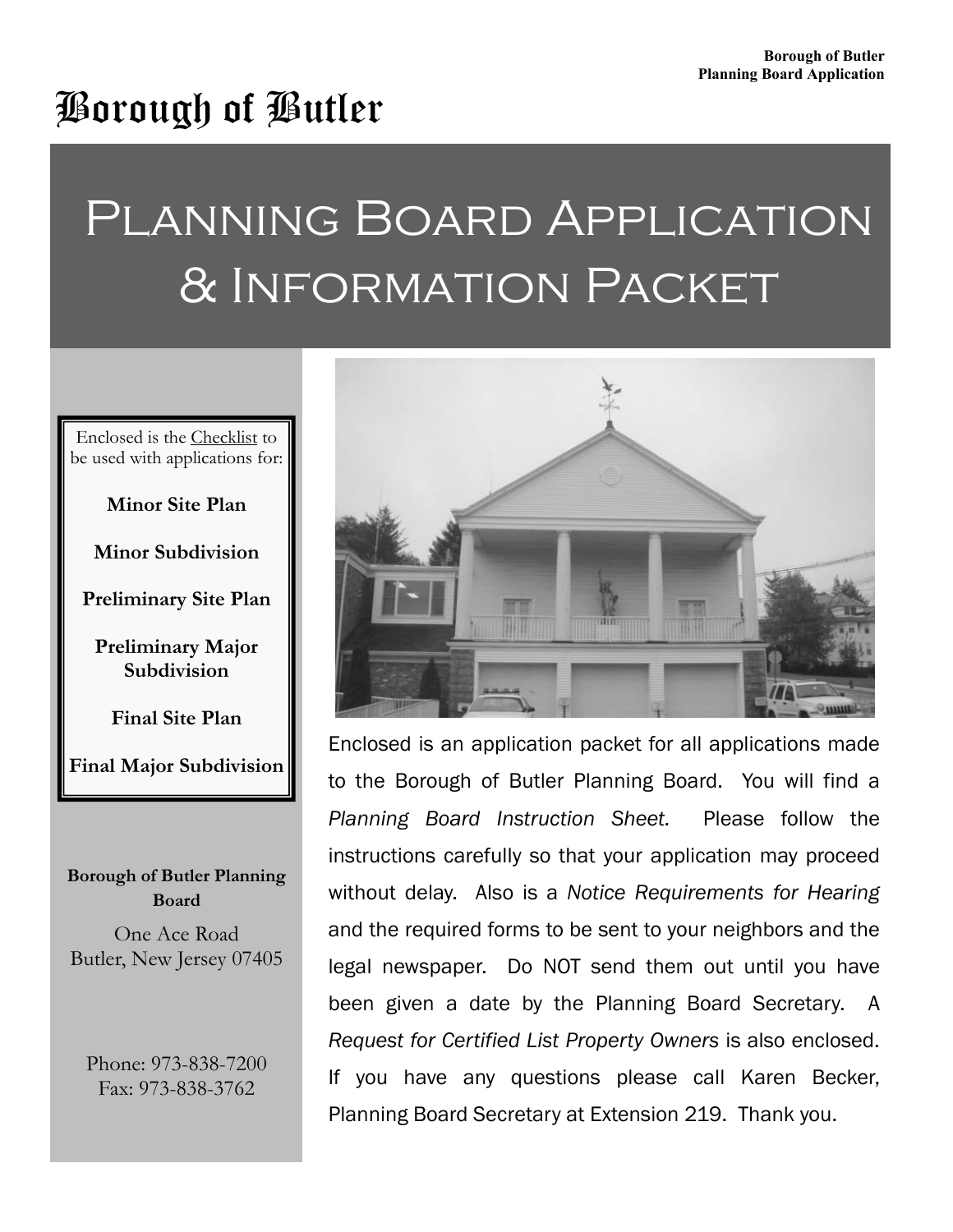# Borough of Butler

# Planning Board Application & Information Packet

Enclosed is the <u>Checklist</u> to be used with applications for:

**Minor Site Plan**

**Minor Subdivision**

**Preliminary Site Plan**

**Preliminary Major Subdivision**

**Final Site Plan**

**Final Major Subdivision**

**Borough of Butler Planning Board**

One Ace Road
Butler, New Jersey 07405

Phone: 973-838-7200
Fax: 973-838-3762

Enclosed is an application packet for all applications made to the Borough of Butler Planning Board. You will find a *Planning Board Instruction Sheet.* Please follow the instructions carefully so that your application may proceed without delay. Also is a *Notice Requirements for Hearing* and the required forms to be sent to your neighbors and the legal newspaper. Do NOT send them out until you have been given a date by the Planning Board Secretary. A *Request for Certified List Property Owners* is also enclosed. If you have any questions please call Karen Becker, Planning Board Secretary at Extension 219. Thank you.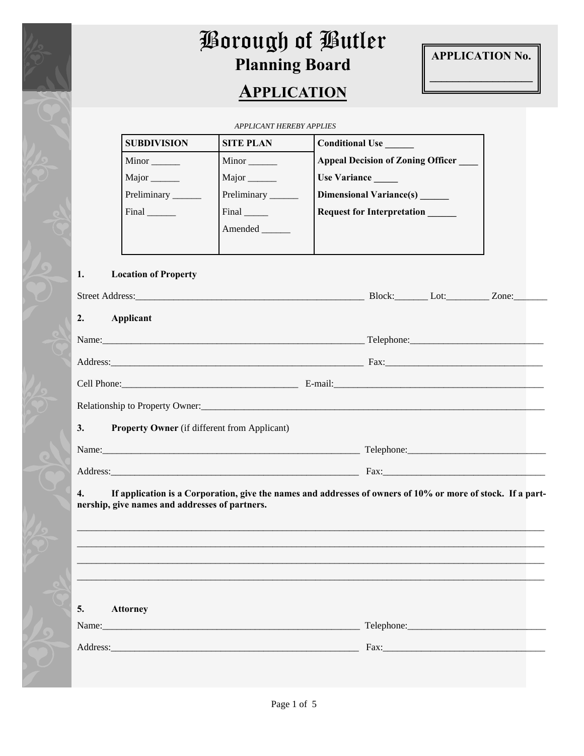# Borough of Butler

## Planning Board

## APPLICATION

**APPLICATION No.** ___________________

*APPLICANT HEREBY APPLIES*

| SUBDIVISION | SITE PLAN | Conditional Use ______ |
|---|---|---|
| Minor ______ | Minor ______ | Appeal Decision of Zoning Officer ____ |
| Major ______ | Major ______ | Use Variance _____ |
| Preliminary ______ | Preliminary ______ | Dimensional Variance(s) ______ |
| Final ______ | Final _____ | Request for Interpretation ______ |
| | Amended ______ | |

**1. Location of Property**

Street Address:__________________________________________________ Block:_______ Lot:_________ Zone:_______

**2. Applicant**

Name:_________________________________________________________ Telephone:____________________________

Address:_______________________________________________________ Fax:_________________________________

Cell Phone:_____________________________________ E-mail:____________________________________________

Relationship to Property Owner:_______________________________________________________________________

**3. Property Owner** (if different from Applicant)

Name:_________________________________________________________ Telephone:____________________________

Address:_______________________________________________________ Fax:_________________________________

**4. If application is a Corporation, give the names and addresses of owners of 10% or more of stock. If a partnership, give names and addresses of partners.**

__________________________________________________________________________________________________________

__________________________________________________________________________________________________________

__________________________________________________________________________________________________________

__________________________________________________________________________________________________________

**5. Attorney**

Name:_________________________________________________________ Telephone:____________________________

Address:_______________________________________________________ Fax:_________________________________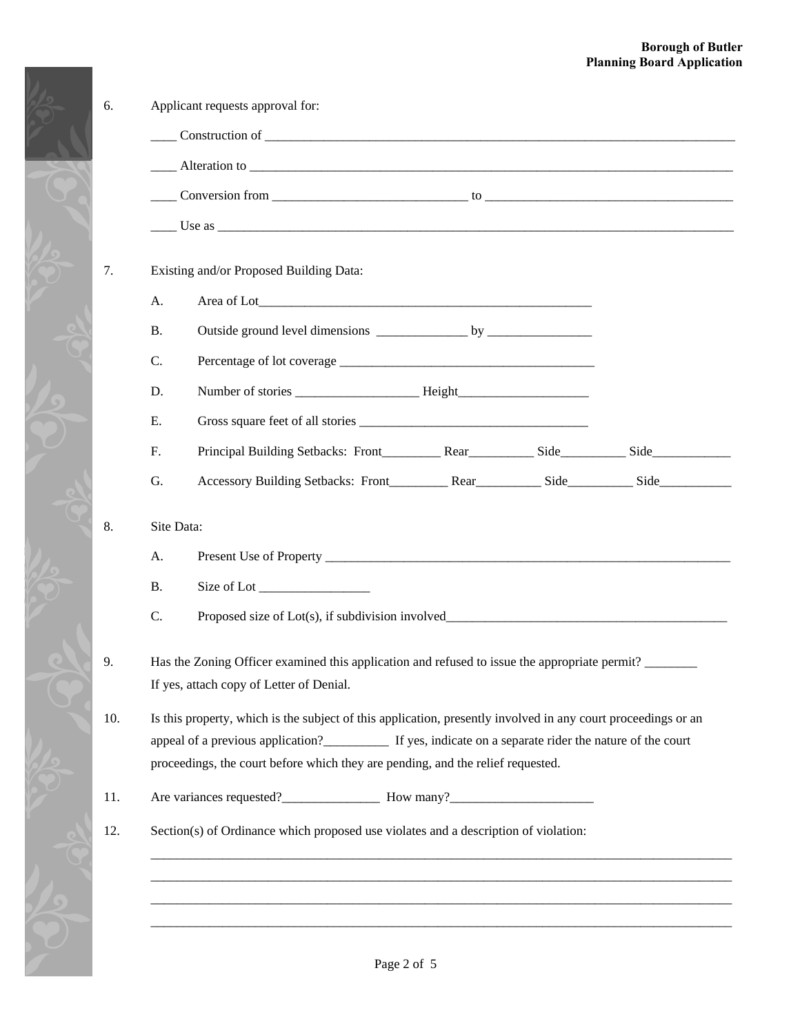6. Applicant requests approval for:

   ____ Construction of ______________________________________________________________________________

   ____ Alteration to ______________________________________________________________________________

   ____ Conversion from ______________________________ to ______________________________________

   ____ Use as ______________________________________________________________________________

7. Existing and/or Proposed Building Data:

   A. Area of Lot_____________________________________________________

   B. Outside ground level dimensions ______________ by ________________

   C. Percentage of lot coverage ________________________________________

   D. Number of stories ___________________ Height____________________

   E. Gross square feet of all stories ___________________________________

   F. Principal Building Setbacks: Front_________ Rear__________ Side__________ Side____________

   G. Accessory Building Setbacks: Front_________ Rear__________ Side__________ Side___________

8. Site Data:

   A. Present Use of Property _________________________________________________________________

   B. Size of Lot _________________

   C. Proposed size of Lot(s), if subdivision involved_____________________________________________

9. Has the Zoning Officer examined this application and refused to issue the appropriate permit? ________
   If yes, attach copy of Letter of Denial.

10. Is this property, which is the subject of this application, presently involved in any court proceedings or an appeal of a previous application?__________ If yes, indicate on a separate rider the nature of the court proceedings, the court before which they are pending, and the relief requested.

11. Are variances requested?_______________ How many?______________________

12. Section(s) of Ordinance which proposed use violates and a description of violation:

    ________________________________________________________________________________________

    ________________________________________________________________________________________

    ________________________________________________________________________________________

    ________________________________________________________________________________________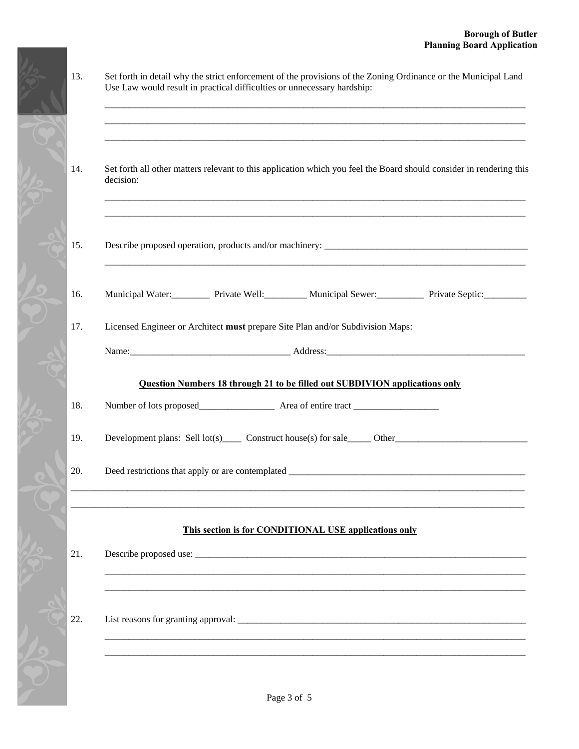13. Set forth in detail why the strict enforcement of the provisions of the Zoning Ordinance or the Municipal Land Use Law would result in practical difficulties or unnecessary hardship:

___________________________________________________________________________

___________________________________________________________________________

___________________________________________________________________________

14. Set forth all other matters relevant to this application which you feel the Board should consider in rendering this decision:

___________________________________________________________________________

___________________________________________________________________________

15. Describe proposed operation, products and/or machinery: ___________________________________________

___________________________________________________________________________

16. Municipal Water:________ Private Well:_________ Municipal Sewer:__________ Private Septic:_________

17. Licensed Engineer or Architect **must** prepare Site Plan and/or Subdivision Maps:

Name:_________________________________ Address:__________________________________________

**Question Numbers 18 through 21 to be filled out SUBDIVION applications only**

18. Number of lots proposed________________ Area of entire tract __________________

19. Development plans: Sell lot(s)____ Construct house(s) for sale_____ Other___________________________

20. Deed restrictions that apply or are contemplated ___________________________________________________

___________________________________________________________________________

___________________________________________________________________________

**This section is for CONDITIONAL USE applications only**

21. Describe proposed use: ___________________________________________________________________

___________________________________________________________________________

___________________________________________________________________________

22. List reasons for granting approval: ____________________________________________________________

___________________________________________________________________________

___________________________________________________________________________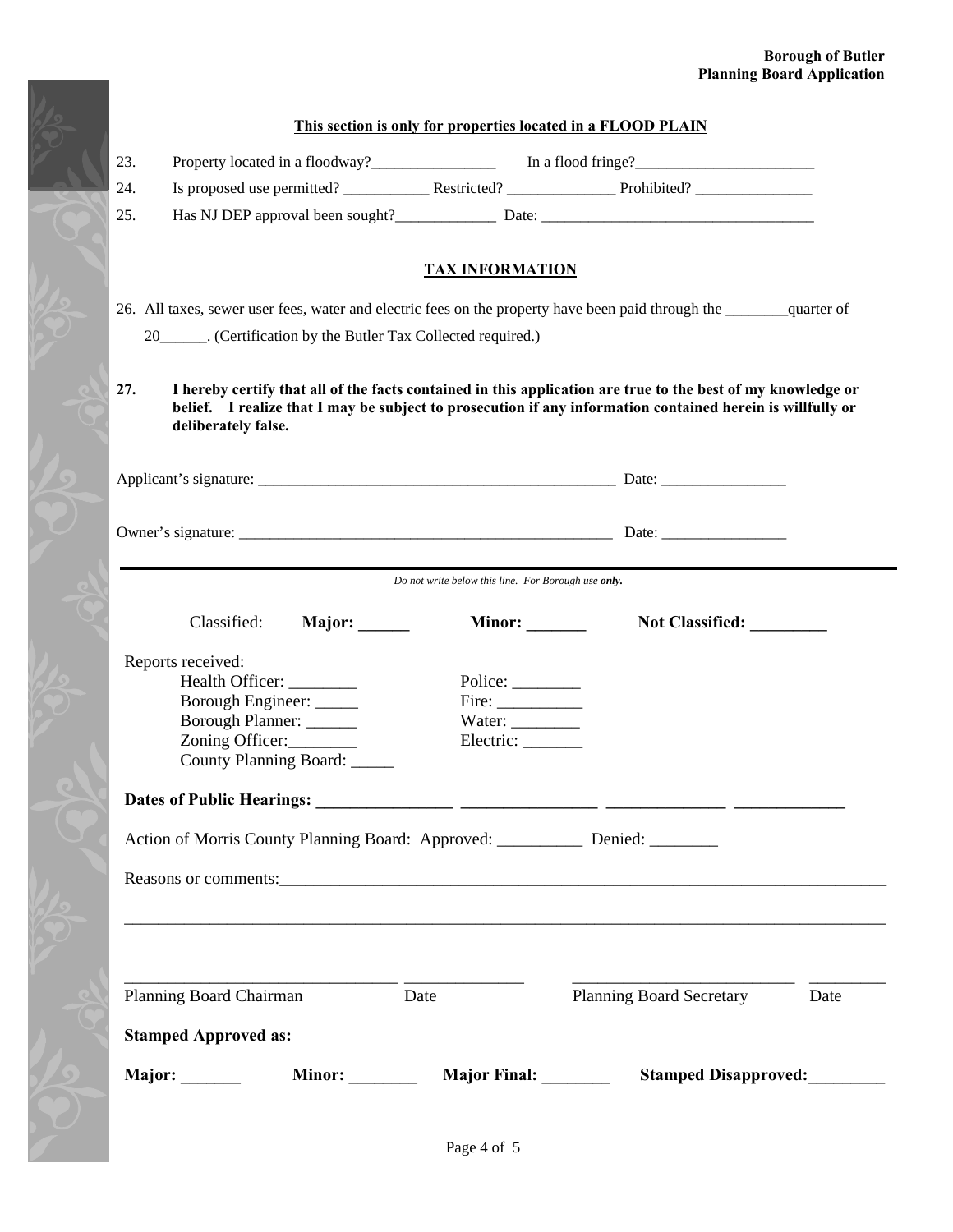**This section is only for properties located in a FLOOD PLAIN**

23. Property located in a floodway?________________ In a flood fringe?_______________________
24. Is proposed use permitted? ___________ Restricted? ______________ Prohibited? _______________
25. Has NJ DEP approval been sought?_____________ Date: ____________________________________

**TAX INFORMATION**

26. All taxes, sewer user fees, water and electric fees on the property have been paid through the ________quarter of 20______. (Certification by the Butler Tax Collected required.)

**27. I hereby certify that all of the facts contained in this application are true to the best of my knowledge or belief. I realize that I may be subject to prosecution if any information contained herein is willfully or deliberately false.**

Applicant's signature: _______________________________________________ Date: ________________

Owner's signature: _________________________________________________ Date: ________________

---

*Do not write below this line. For Borough use **only.***

Classified: **Major: ______** **Minor: _______** **Not Classified: _________**

Reports received:

Health Officer: ________
Borough Engineer: _____
Borough Planner: ______
Zoning Officer:________
County Planning Board: _____

Police: ________
Fire: __________
Water: ________
Electric: _______

**Dates of Public Hearings: ________________ ________________ ______________ _____________**

Action of Morris County Planning Board: Approved: __________ Denied: ________

Reasons or comments:_____________________________________________________________________________

_____________________________________________________________________________________________

________________________________ ______________ ___________________________ _________
Planning Board Chairman Date Planning Board Secretary Date

**Stamped Approved as:**

**Major: _______** **Minor: ________** **Major Final: ________** **Stamped Disapproved:_________**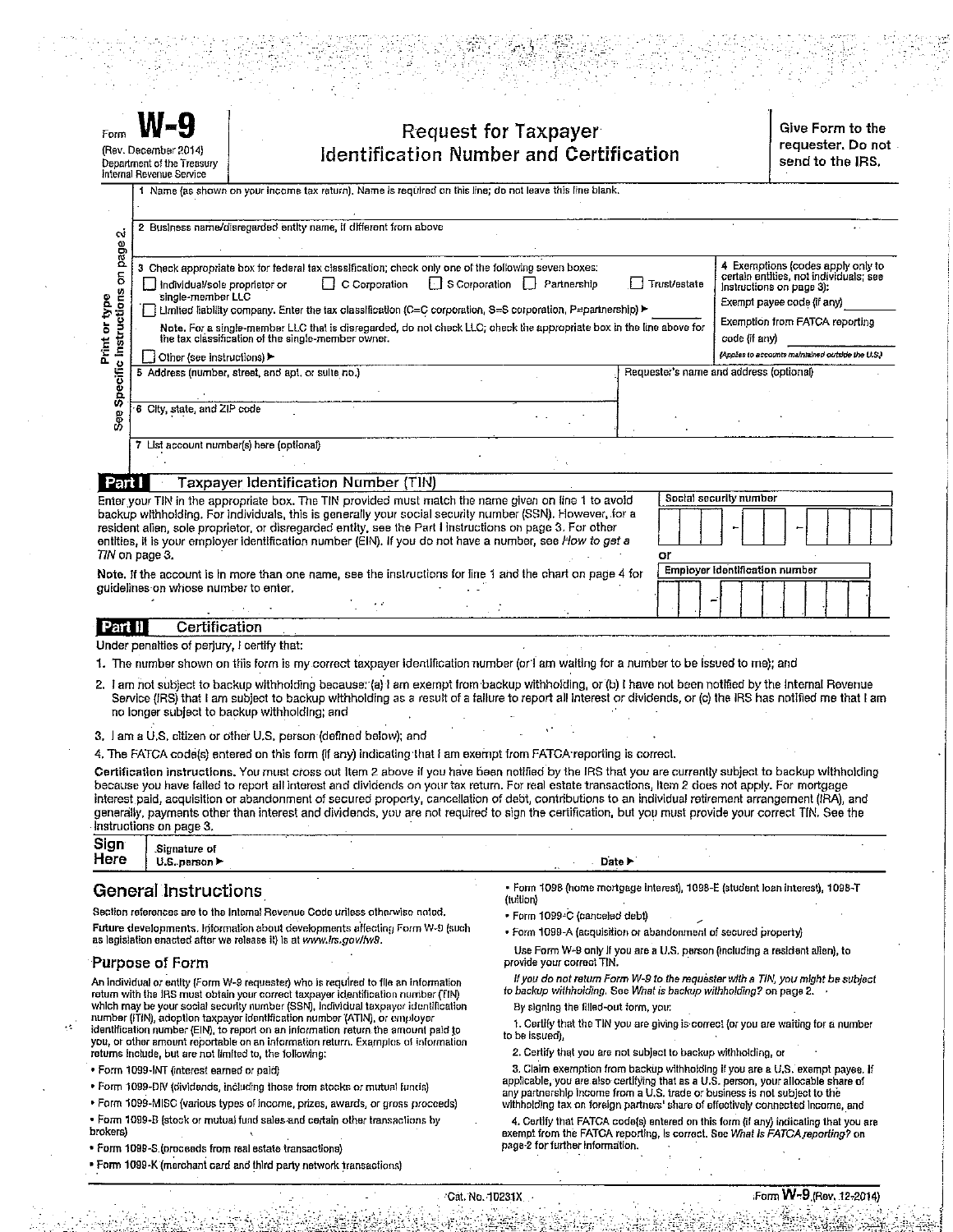Form **W-9**
(Rev. December 2014)
Department of the Treasury
Internal Revenue Service

# Request for Taxpayer Identification Number and Certification

**Give Form to the requester. Do not send to the IRS.**

Print or type
See **Specific Instructions** on page 2.

1 Name (as shown on your income tax return). Name is required on this line; do not leave this line blank.

2 Business name/disregarded entity name, if different from above

3 Check appropriate box for federal tax classification; check only **one** of the following seven boxes:

☐ Individual/sole proprietor or single-member LLC ☐ C Corporation ☐ S Corporation ☐ Partnership ☐ Trust/estate

☐ Limited liability company. Enter the tax classification (C=C corporation, S=S corporation, P=partnership) ▶ ________

**Note.** For a single-member LLC that is disregarded, do not check LLC; check the appropriate box in the line above for the tax classification of the single-member owner.

☐ Other (see instructions) ▶

4 Exemptions (codes apply only to certain entities, not individuals; see instructions on page 3):

Exempt payee code (if any) ________

Exemption from FATCA reporting code (if any) ________

*(Applies to accounts maintained outside the U.S.)*

5 Address (number, street, and apt. or suite no.)

Requester's name and address (optional)

6 City, state, and ZIP code

7 List account number(s) here (optional)

## Part I Taxpayer Identification Number (TIN)

Enter your TIN in the appropriate box. The TIN provided must match the name given on line 1 to avoid backup withholding. For individuals, this is generally your social security number (SSN). However, for a resident alien, sole proprietor, or disregarded entity, see the Part I instructions on page 3. For other entities, it is your employer identification number (EIN). If you do not have a number, see *How to get a TIN* on page 3.

**Note.** If the account is in more than one name, see the instructions for line 1 and the chart on page 4 for guidelines on whose number to enter.

Social security number

| | | | – | | | – | | | | |
|---|---|---|---|---|---|---|---|---|---|---|

or

Employer identification number

| | | – | | | | | | | |
|---|---|---|---|---|---|---|---|---|---|

## Part II Certification

Under penalties of perjury, I certify that:

1. The number shown on this form is my correct taxpayer identification number (or I am waiting for a number to be issued to me); and
2. I am not subject to backup withholding because: (a) I am exempt from backup withholding, or (b) I have not been notified by the Internal Revenue Service (IRS) that I am subject to backup withholding as a result of a failure to report all interest or dividends, or (c) the IRS has notified me that I am no longer subject to backup withholding; and
3. I am a U.S. citizen or other U.S. person (defined below); and
4. The FATCA code(s) entered on this form (if any) indicating that I am exempt from FATCA reporting is correct.

**Certification instructions.** You must cross out item 2 above if you have been notified by the IRS that you are currently subject to backup withholding because you have failed to report all interest and dividends on your tax return. For real estate transactions, item 2 does not apply. For mortgage interest paid, acquisition or abandonment of secured property, cancellation of debt, contributions to an individual retirement arrangement (IRA), and generally, payments other than interest and dividends, you are not required to sign the certification, but you must provide your correct TIN. See the instructions on page 3.

**Sign Here** Signature of U.S. person ▶ Date ▶

## General Instructions

Section references are to the Internal Revenue Code unless otherwise noted.

**Future developments.** Information about developments affecting Form W-9 (such as legislation enacted after we release it) is at *www.irs.gov/fw9*.

### Purpose of Form

An individual or entity (Form W-9 requester) who is required to file an information return with the IRS must obtain your correct taxpayer identification number (TIN) which may be your social security number (SSN), individual taxpayer identification number (ITIN), adoption taxpayer identification number (ATIN), or employer identification number (EIN), to report on an information return the amount paid to you, or other amount reportable on an information return. Examples of information returns include, but are not limited to, the following:

- Form 1099-INT (interest earned or paid)
- Form 1099-DIV (dividends, including those from stocks or mutual funds)
- Form 1099-MISC (various types of income, prizes, awards, or gross proceeds)
- Form 1099-B (stock or mutual fund sales and certain other transactions by brokers)
- Form 1099-S (proceeds from real estate transactions)
- Form 1099-K (merchant card and third party network transactions)
- Form 1098 (home mortgage interest), 1098-E (student loan interest), 1098-T (tuition)
- Form 1099-C (canceled debt)
- Form 1099-A (acquisition or abandonment of secured property)

Use Form W-9 only if you are a U.S. person (including a resident alien), to provide your correct TIN.

*If you do not return Form W-9 to the requester with a TIN, you might be subject to backup withholding. See What is backup withholding? on page 2.*

By signing the filled-out form, you:

1. Certify that the TIN you are giving is correct (or you are waiting for a number to be issued),
2. Certify that you are not subject to backup withholding, or
3. Claim exemption from backup withholding if you are a U.S. exempt payee. If applicable, you are also certifying that as a U.S. person, your allocable share of any partnership income from a U.S. trade or business is not subject to the withholding tax on foreign partners' share of effectively connected income, and
4. Certify that FATCA code(s) entered on this form (if any) indicating that you are exempt from the FATCA reporting, is correct. See *What is FATCA reporting?* on page 2 for further information.

Cat. No. 10231X Form **W-9** (Rev. 12-2014)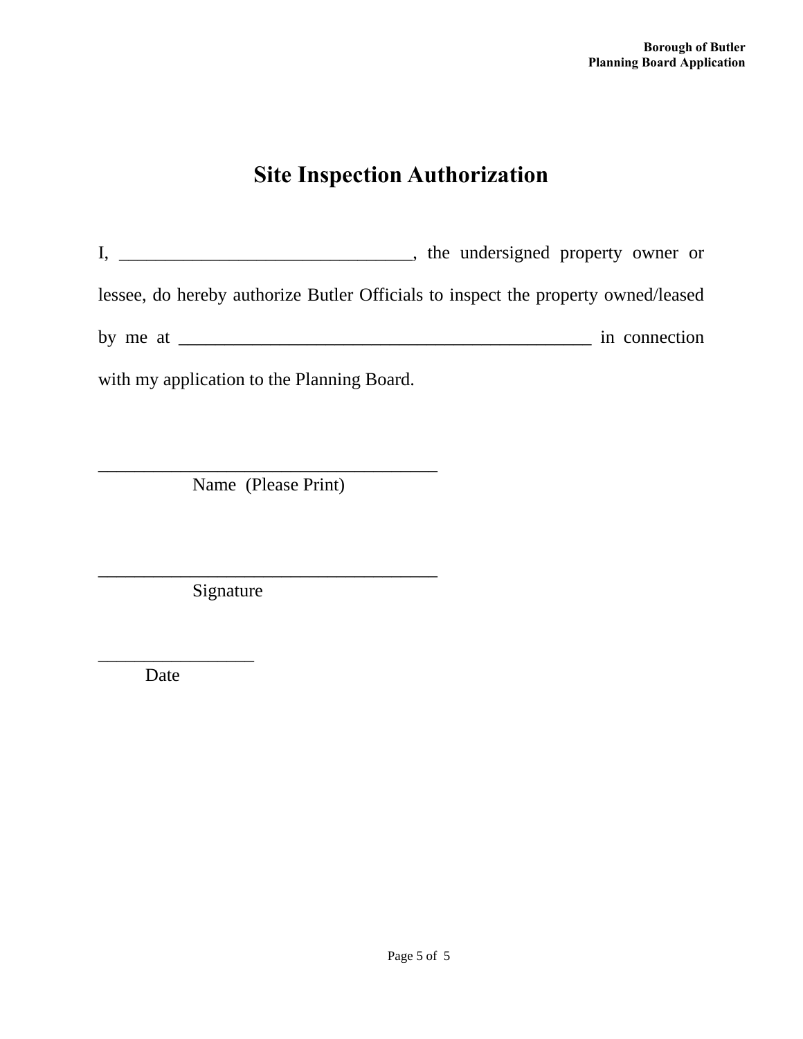# Site Inspection Authorization

I, ________________________________, the undersigned property owner or lessee, do hereby authorize Butler Officials to inspect the property owned/leased by me at ______________________________________________ in connection with my application to the Planning Board.

______________________________________
Name (Please Print)

______________________________________
Signature

_________________
Date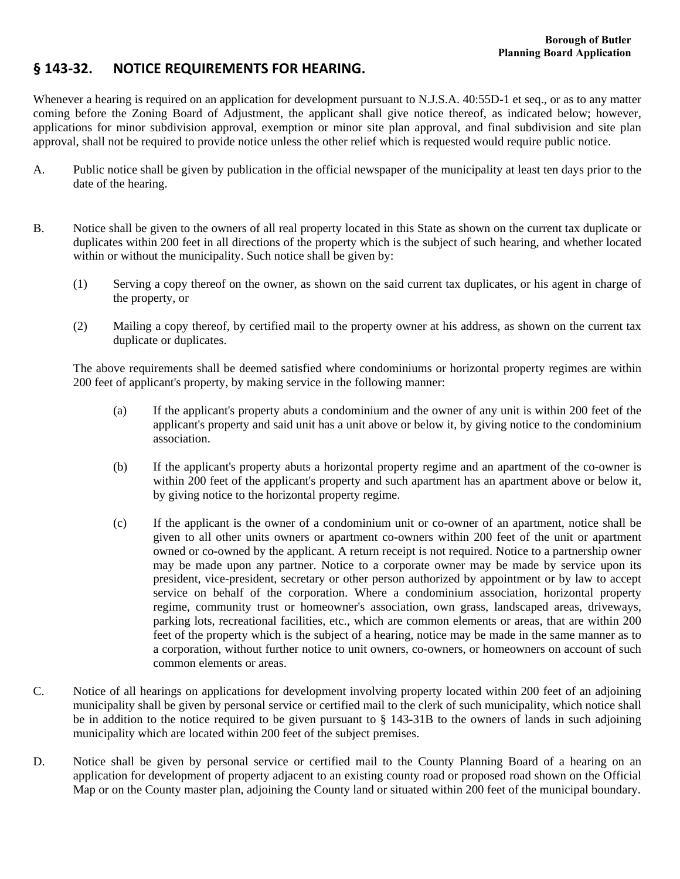## § 143-32. NOTICE REQUIREMENTS FOR HEARING.

Whenever a hearing is required on an application for development pursuant to N.J.S.A. 40:55D-1 et seq., or as to any matter coming before the Zoning Board of Adjustment, the applicant shall give notice thereof, as indicated below; however, applications for minor subdivision approval, exemption or minor site plan approval, and final subdivision and site plan approval, shall not be required to provide notice unless the other relief which is requested would require public notice.

A. Public notice shall be given by publication in the official newspaper of the municipality at least ten days prior to the date of the hearing.

B. Notice shall be given to the owners of all real property located in this State as shown on the current tax duplicate or duplicates within 200 feet in all directions of the property which is the subject of such hearing, and whether located within or without the municipality. Such notice shall be given by:

   (1) Serving a copy thereof on the owner, as shown on the said current tax duplicates, or his agent in charge of the property, or

   (2) Mailing a copy thereof, by certified mail to the property owner at his address, as shown on the current tax duplicate or duplicates.

   The above requirements shall be deemed satisfied where condominiums or horizontal property regimes are within 200 feet of applicant's property, by making service in the following manner:

   (a) If the applicant's property abuts a condominium and the owner of any unit is within 200 feet of the applicant's property and said unit has a unit above or below it, by giving notice to the condominium association.

   (b) If the applicant's property abuts a horizontal property regime and an apartment of the co-owner is within 200 feet of the applicant's property and such apartment has an apartment above or below it, by giving notice to the horizontal property regime.

   (c) If the applicant is the owner of a condominium unit or co-owner of an apartment, notice shall be given to all other units owners or apartment co-owners within 200 feet of the unit or apartment owned or co-owned by the applicant. A return receipt is not required. Notice to a partnership owner may be made upon any partner. Notice to a corporate owner may be made by service upon its president, vice-president, secretary or other person authorized by appointment or by law to accept service on behalf of the corporation. Where a condominium association, horizontal property regime, community trust or homeowner's association, own grass, landscaped areas, driveways, parking lots, recreational facilities, etc., which are common elements or areas, that are within 200 feet of the property which is the subject of a hearing, notice may be made in the same manner as to a corporation, without further notice to unit owners, co-owners, or homeowners on account of such common elements or areas.

C. Notice of all hearings on applications for development involving property located within 200 feet of an adjoining municipality shall be given by personal service or certified mail to the clerk of such municipality, which notice shall be in addition to the notice required to be given pursuant to § 143-31B to the owners of lands in such adjoining municipality which are located within 200 feet of the subject premises.

D. Notice shall be given by personal service or certified mail to the County Planning Board of a hearing on an application for development of property adjacent to an existing county road or proposed road shown on the Official Map or on the County master plan, adjoining the County land or situated within 200 feet of the municipal boundary.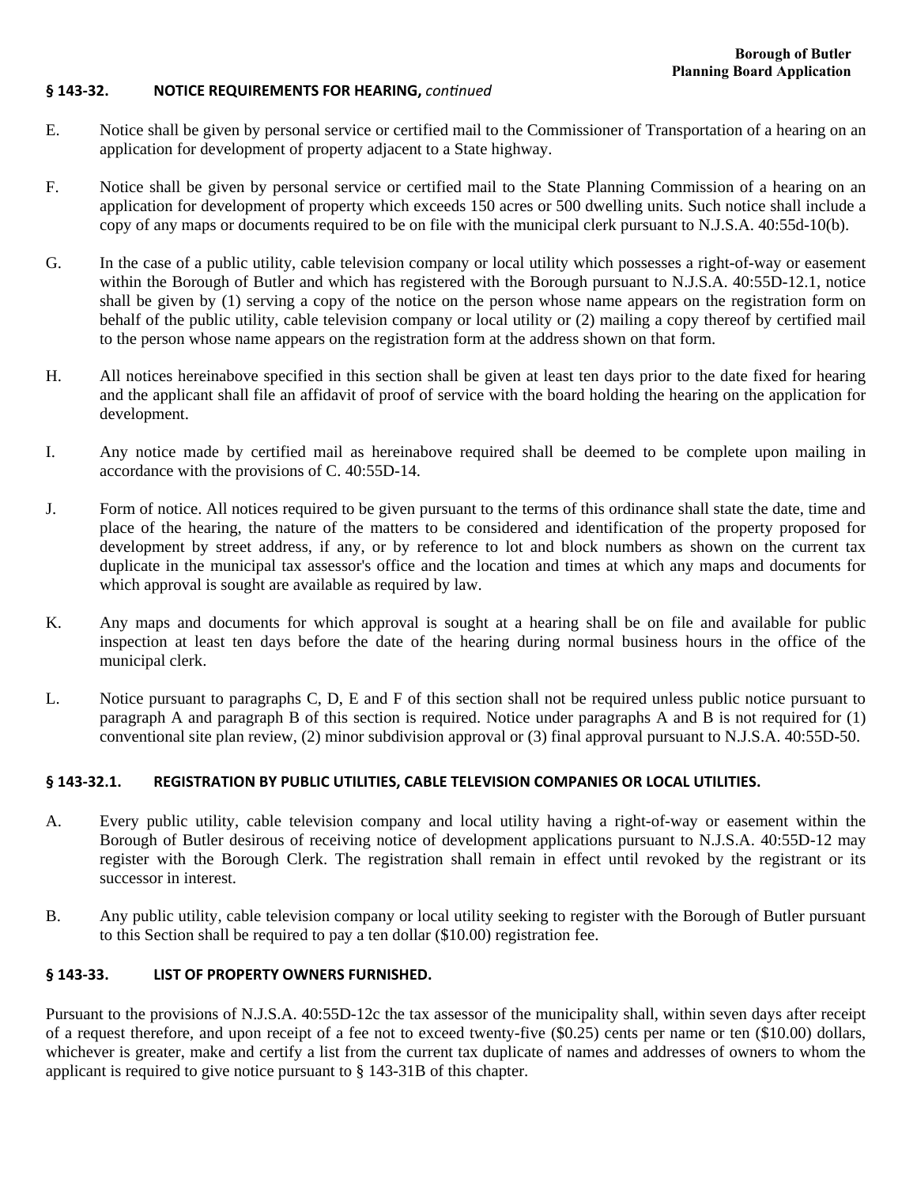### § 143-32. NOTICE REQUIREMENTS FOR HEARING, *continued*

E. Notice shall be given by personal service or certified mail to the Commissioner of Transportation of a hearing on an application for development of property adjacent to a State highway.

F. Notice shall be given by personal service or certified mail to the State Planning Commission of a hearing on an application for development of property which exceeds 150 acres or 500 dwelling units. Such notice shall include a copy of any maps or documents required to be on file with the municipal clerk pursuant to N.J.S.A. 40:55d-10(b).

G. In the case of a public utility, cable television company or local utility which possesses a right-of-way or easement within the Borough of Butler and which has registered with the Borough pursuant to N.J.S.A. 40:55D-12.1, notice shall be given by (1) serving a copy of the notice on the person whose name appears on the registration form on behalf of the public utility, cable television company or local utility or (2) mailing a copy thereof by certified mail to the person whose name appears on the registration form at the address shown on that form.

H. All notices hereinabove specified in this section shall be given at least ten days prior to the date fixed for hearing and the applicant shall file an affidavit of proof of service with the board holding the hearing on the application for development.

I. Any notice made by certified mail as hereinabove required shall be deemed to be complete upon mailing in accordance with the provisions of C. 40:55D-14.

J. Form of notice. All notices required to be given pursuant to the terms of this ordinance shall state the date, time and place of the hearing, the nature of the matters to be considered and identification of the property proposed for development by street address, if any, or by reference to lot and block numbers as shown on the current tax duplicate in the municipal tax assessor's office and the location and times at which any maps and documents for which approval is sought are available as required by law.

K. Any maps and documents for which approval is sought at a hearing shall be on file and available for public inspection at least ten days before the date of the hearing during normal business hours in the office of the municipal clerk.

L. Notice pursuant to paragraphs C, D, E and F of this section shall not be required unless public notice pursuant to paragraph A and paragraph B of this section is required. Notice under paragraphs A and B is not required for (1) conventional site plan review, (2) minor subdivision approval or (3) final approval pursuant to N.J.S.A. 40:55D-50.

### § 143-32.1. REGISTRATION BY PUBLIC UTILITIES, CABLE TELEVISION COMPANIES OR LOCAL UTILITIES.

A. Every public utility, cable television company and local utility having a right-of-way or easement within the Borough of Butler desirous of receiving notice of development applications pursuant to N.J.S.A. 40:55D-12 may register with the Borough Clerk. The registration shall remain in effect until revoked by the registrant or its successor in interest.

B. Any public utility, cable television company or local utility seeking to register with the Borough of Butler pursuant to this Section shall be required to pay a ten dollar ($10.00) registration fee.

### § 143-33. LIST OF PROPERTY OWNERS FURNISHED.

Pursuant to the provisions of N.J.S.A. 40:55D-12c the tax assessor of the municipality shall, within seven days after receipt of a request therefore, and upon receipt of a fee not to exceed twenty-five ($0.25) cents per name or ten ($10.00) dollars, whichever is greater, make and certify a list from the current tax duplicate of names and addresses of owners to whom the applicant is required to give notice pursuant to § 143-31B of this chapter.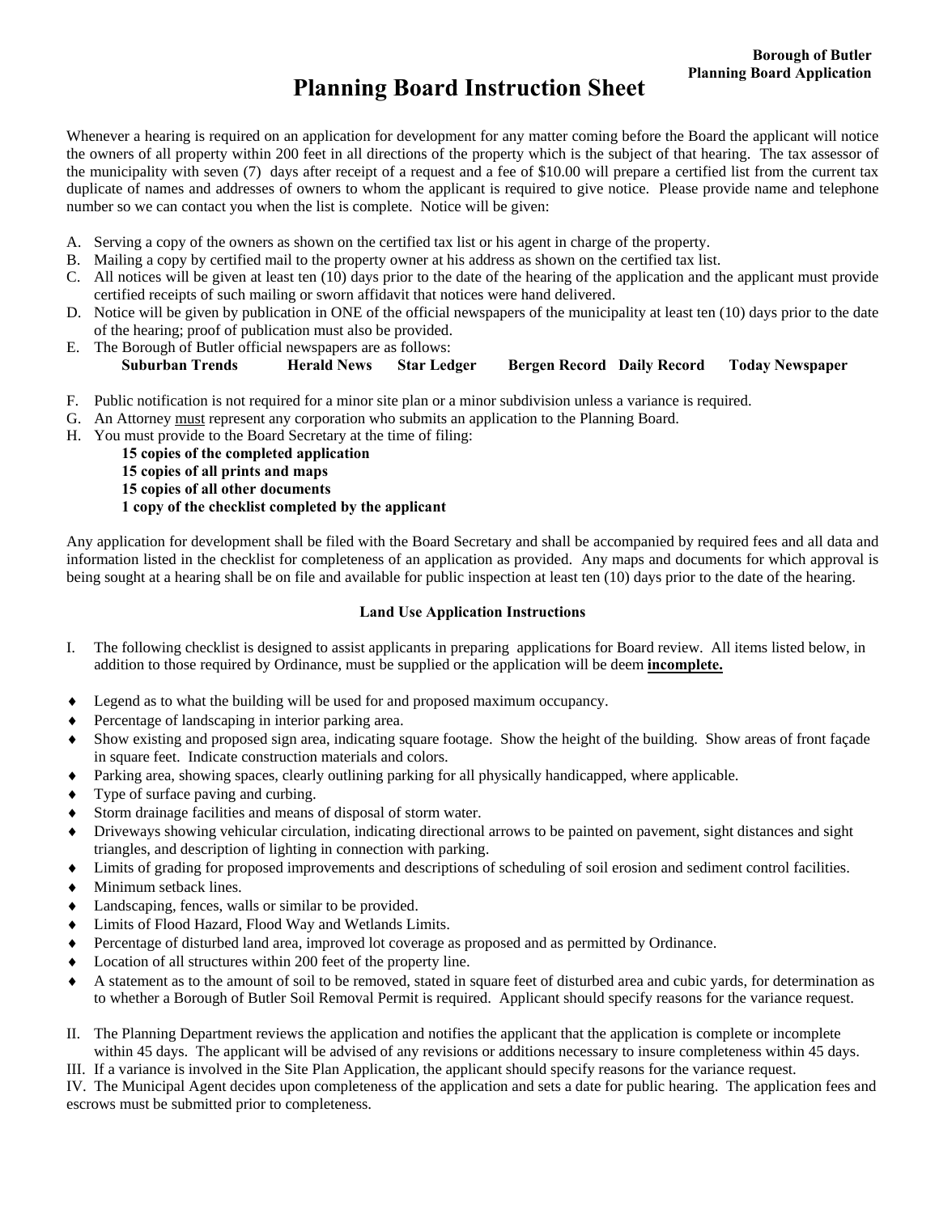**Borough of Butler**
**Planning Board Application**

# Planning Board Instruction Sheet

Whenever a hearing is required on an application for development for any matter coming before the Board the applicant will notice the owners of all property within 200 feet in all directions of the property which is the subject of that hearing. The tax assessor of the municipality with seven (7) days after receipt of a request and a fee of $10.00 will prepare a certified list from the current tax duplicate of names and addresses of owners to whom the applicant is required to give notice. Please provide name and telephone number so we can contact you when the list is complete. Notice will be given:

A. Serving a copy of the owners as shown on the certified tax list or his agent in charge of the property.
B. Mailing a copy by certified mail to the property owner at his address as shown on the certified tax list.
C. All notices will be given at least ten (10) days prior to the date of the hearing of the application and the applicant must provide certified receipts of such mailing or sworn affidavit that notices were hand delivered.
D. Notice will be given by publication in ONE of the official newspapers of the municipality at least ten (10) days prior to the date of the hearing; proof of publication must also be provided.
E. The Borough of Butler official newspapers are as follows:
   **Suburban Trends Herald News Star Ledger Bergen Record Daily Record Today Newspaper**
F. Public notification is not required for a minor site plan or a minor subdivision unless a variance is required.
G. An Attorney <u>must</u> represent any corporation who submits an application to the Planning Board.
H. You must provide to the Board Secretary at the time of filing:
   **15 copies of the completed application**
   **15 copies of all prints and maps**
   **15 copies of all other documents**
   **1 copy of the checklist completed by the applicant**

Any application for development shall be filed with the Board Secretary and shall be accompanied by required fees and all data and information listed in the checklist for completeness of an application as provided. Any maps and documents for which approval is being sought at a hearing shall be on file and available for public inspection at least ten (10) days prior to the date of the hearing.

### Land Use Application Instructions

I. The following checklist is designed to assist applicants in preparing applications for Board review. All items listed below, in addition to those required by Ordinance, must be supplied or the application will be deem **<u>incomplete.</u>**

- Legend as to what the building will be used for and proposed maximum occupancy.
- Percentage of landscaping in interior parking area.
- Show existing and proposed sign area, indicating square footage. Show the height of the building. Show areas of front façade in square feet. Indicate construction materials and colors.
- Parking area, showing spaces, clearly outlining parking for all physically handicapped, where applicable.
- Type of surface paving and curbing.
- Storm drainage facilities and means of disposal of storm water.
- Driveways showing vehicular circulation, indicating directional arrows to be painted on pavement, sight distances and sight triangles, and description of lighting in connection with parking.
- Limits of grading for proposed improvements and descriptions of scheduling of soil erosion and sediment control facilities.
- Minimum setback lines.
- Landscaping, fences, walls or similar to be provided.
- Limits of Flood Hazard, Flood Way and Wetlands Limits.
- Percentage of disturbed land area, improved lot coverage as proposed and as permitted by Ordinance.
- Location of all structures within 200 feet of the property line.
- A statement as to the amount of soil to be removed, stated in square feet of disturbed area and cubic yards, for determination as to whether a Borough of Butler Soil Removal Permit is required. Applicant should specify reasons for the variance request.

II. The Planning Department reviews the application and notifies the applicant that the application is complete or incomplete within 45 days. The applicant will be advised of any revisions or additions necessary to insure completeness within 45 days.

III. If a variance is involved in the Site Plan Application, the applicant should specify reasons for the variance request.

IV. The Municipal Agent decides upon completeness of the application and sets a date for public hearing. The application fees and escrows must be submitted prior to completeness.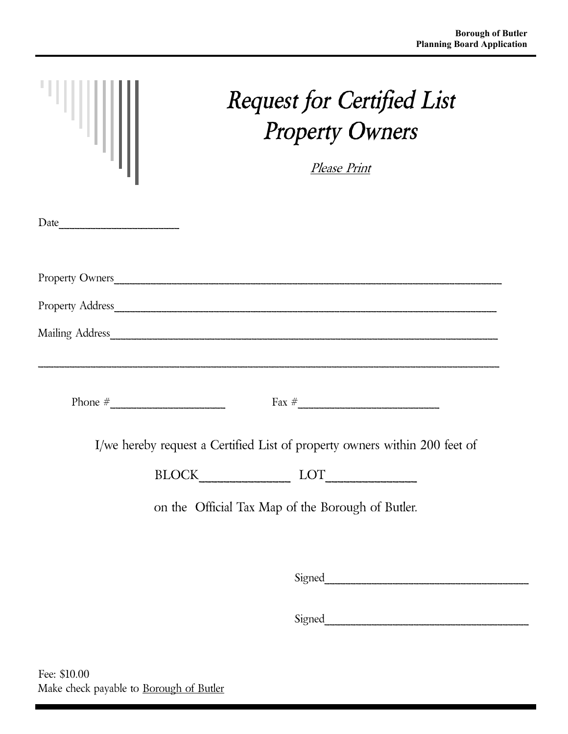# *Request for Certified List Property Owners*

*Please Print*

Date______________________

Property Owners______________________________________________________________________

Property Address_____________________________________________________________________

Mailing Address______________________________________________________________________

_____________________________________________________________________________________

Phone #____________________ Fax #________________________

I/we hereby request a Certified List of property owners within 200 feet of

BLOCK______________ LOT______________

on the Official Tax Map of the Borough of Butler.

Signed____________________________________

Signed____________________________________

Fee: $10.00
Make check payable to Borough of Butler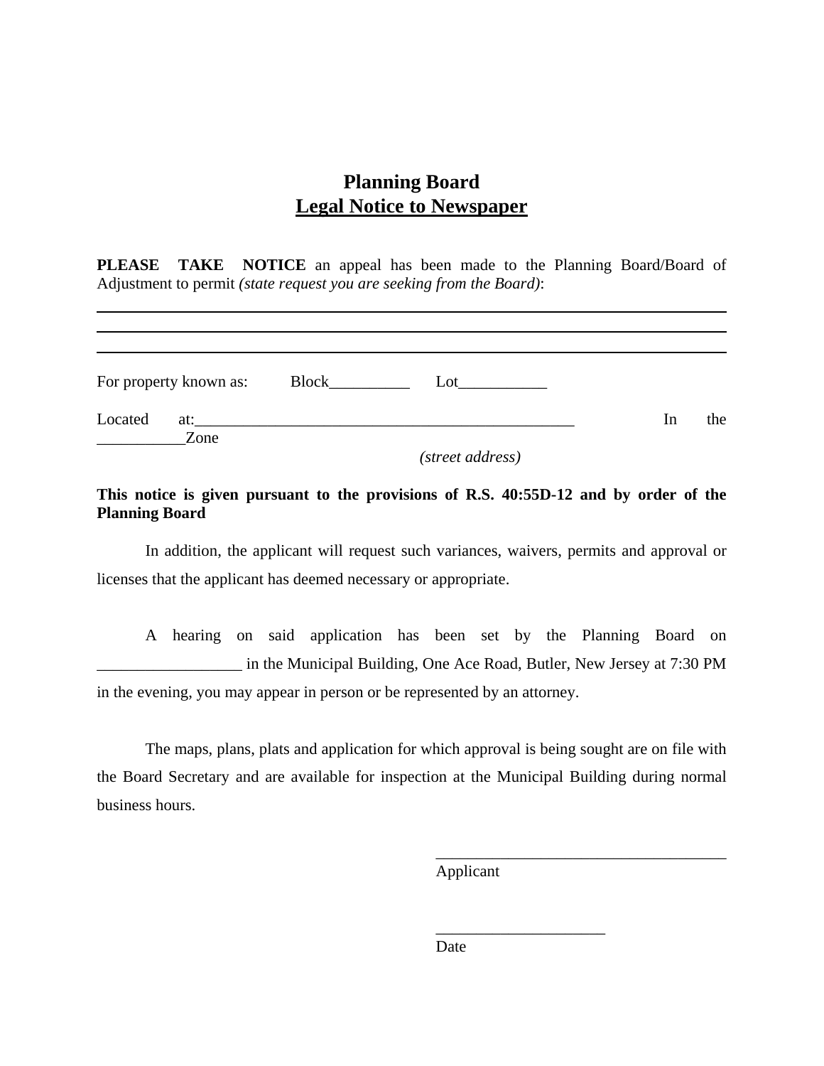# Planning Board
## Legal Notice to Newspaper

**PLEASE TAKE NOTICE** an appeal has been made to the Planning Board/Board of Adjustment to permit *(state request you are seeking from the Board)*:

______________________________________________________________________

______________________________________________________________________

______________________________________________________________________

For property known as: Block__________ Lot___________

Located at:_________________________________________________ In the ___________Zone

*(street address)*

**This notice is given pursuant to the provisions of R.S. 40:55D-12 and by order of the Planning Board**

In addition, the applicant will request such variances, waivers, permits and approval or licenses that the applicant has deemed necessary or appropriate.

A hearing on said application has been set by the Planning Board on __________________ in the Municipal Building, One Ace Road, Butler, New Jersey at 7:30 PM in the evening, you may appear in person or be represented by an attorney.

The maps, plans, plats and application for which approval is being sought are on file with the Board Secretary and are available for inspection at the Municipal Building during normal business hours.

_____________________________________
Applicant

_____________________
Date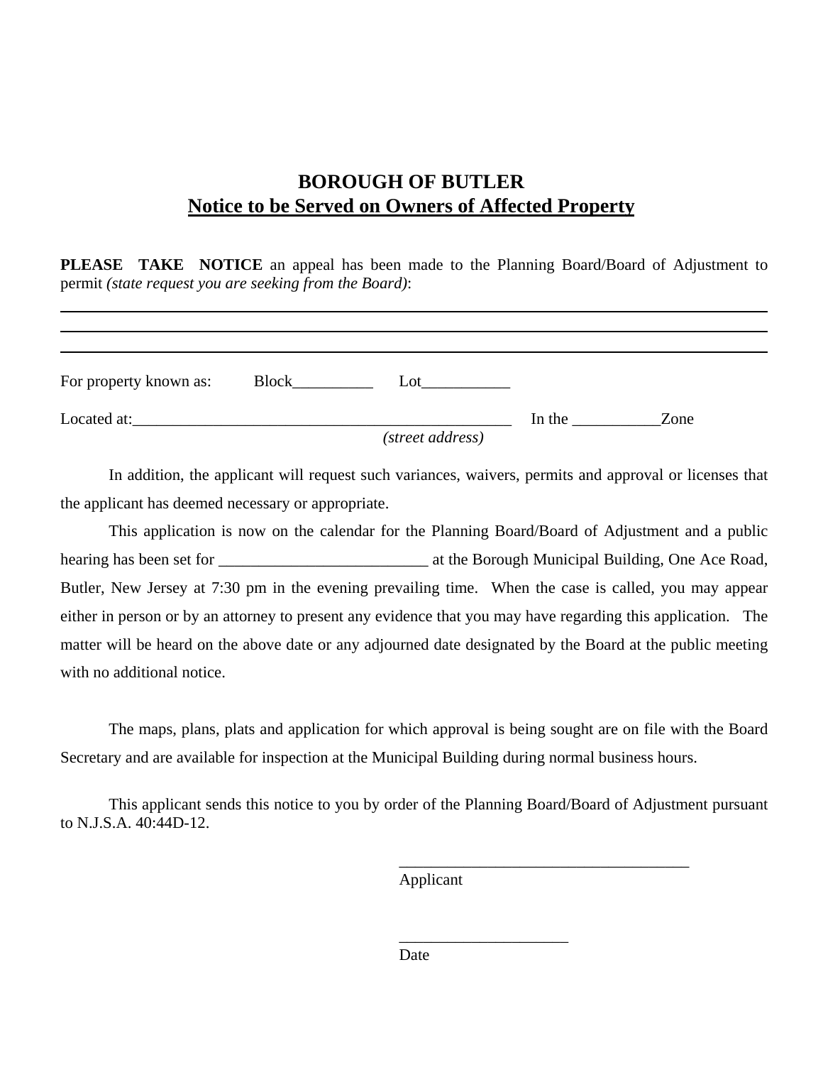# BOROUGH OF BUTLER

## Notice to be Served on Owners of Affected Property

**PLEASE TAKE NOTICE** an appeal has been made to the Planning Board/Board of Adjustment to permit *(state request you are seeking from the Board)*:

\_\_\_\_\_\_\_\_\_\_\_\_\_\_\_\_\_\_\_\_\_\_\_\_\_\_\_\_\_\_\_\_\_\_\_\_\_\_\_\_\_\_\_\_\_\_\_\_\_\_\_\_\_\_\_\_\_\_\_\_\_\_\_\_\_\_\_\_\_\_\_\_\_\_\_\_\_\_

\_\_\_\_\_\_\_\_\_\_\_\_\_\_\_\_\_\_\_\_\_\_\_\_\_\_\_\_\_\_\_\_\_\_\_\_\_\_\_\_\_\_\_\_\_\_\_\_\_\_\_\_\_\_\_\_\_\_\_\_\_\_\_\_\_\_\_\_\_\_\_\_\_\_\_\_\_\_

\_\_\_\_\_\_\_\_\_\_\_\_\_\_\_\_\_\_\_\_\_\_\_\_\_\_\_\_\_\_\_\_\_\_\_\_\_\_\_\_\_\_\_\_\_\_\_\_\_\_\_\_\_\_\_\_\_\_\_\_\_\_\_\_\_\_\_\_\_\_\_\_\_\_\_\_\_\_

For property known as: Block\_\_\_\_\_\_\_\_\_\_ Lot\_\_\_\_\_\_\_\_\_\_\_

Located at:\_\_\_\_\_\_\_\_\_\_\_\_\_\_\_\_\_\_\_\_\_\_\_\_\_\_\_\_\_\_\_\_\_\_\_\_\_\_\_\_\_\_\_\_\_\_\_\_\_\_ In the \_\_\_\_\_\_\_\_\_\_\_Zone
*(street address)*

In addition, the applicant will request such variances, waivers, permits and approval or licenses that the applicant has deemed necessary or appropriate.

This application is now on the calendar for the Planning Board/Board of Adjustment and a public hearing has been set for \_\_\_\_\_\_\_\_\_\_\_\_\_\_\_\_\_\_\_\_\_\_\_\_\_\_ at the Borough Municipal Building, One Ace Road, Butler, New Jersey at 7:30 pm in the evening prevailing time. When the case is called, you may appear either in person or by an attorney to present any evidence that you may have regarding this application. The matter will be heard on the above date or any adjourned date designated by the Board at the public meeting with no additional notice.

The maps, plans, plats and application for which approval is being sought are on file with the Board Secretary and are available for inspection at the Municipal Building during normal business hours.

This applicant sends this notice to you by order of the Planning Board/Board of Adjustment pursuant to N.J.S.A. 40:44D-12.

\_\_\_\_\_\_\_\_\_\_\_\_\_\_\_\_\_\_\_\_\_\_\_\_\_\_\_\_\_\_\_\_\_\_\_\_\_\_
Applicant

\_\_\_\_\_\_\_\_\_\_\_\_\_\_\_\_\_\_\_\_\_
Date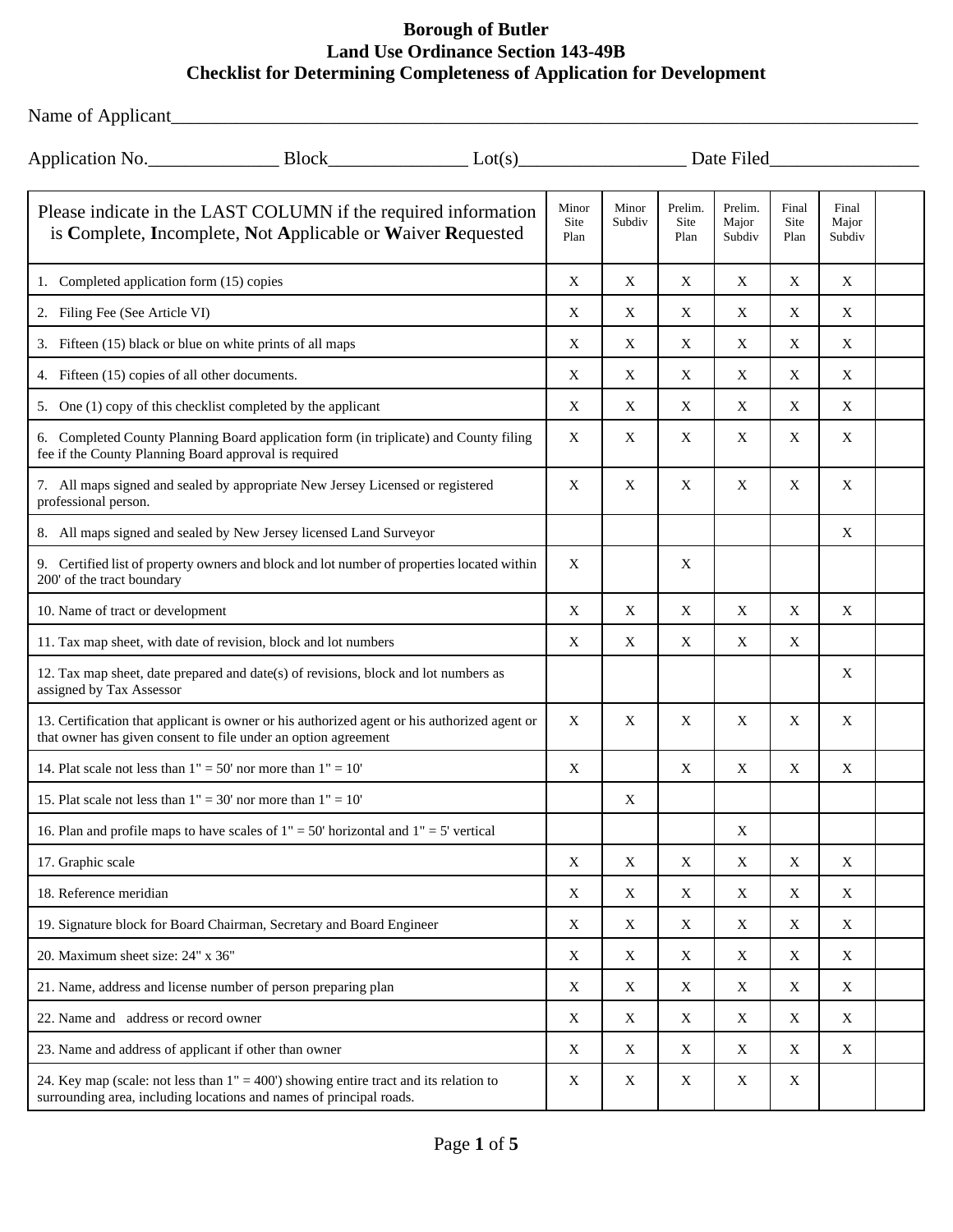# Borough of Butler
## Land Use Ordinance Section 143-49B
## Checklist for Determining Completeness of Application for Development

Name of Applicant_______________________________________________

Application No.______________ Block_______________ Lot(s)__________________ Date Filed________________

| Please indicate in the LAST COLUMN if the required information is **C**omplete, **I**ncomplete, **N**ot **A**pplicable or **W**aiver **R**equested | Minor Site Plan | Minor Subdiv | Prelim. Site Plan | Prelim. Major Subdiv | Final Site Plan | Final Major Subdiv | |
|---|---|---|---|---|---|---|---|
| 1. Completed application form (15) copies | X | X | X | X | X | X | |
| 2. Filing Fee (See Article VI) | X | X | X | X | X | X | |
| 3. Fifteen (15) black or blue on white prints of all maps | X | X | X | X | X | X | |
| 4. Fifteen (15) copies of all other documents. | X | X | X | X | X | X | |
| 5. One (1) copy of this checklist completed by the applicant | X | X | X | X | X | X | |
| 6. Completed County Planning Board application form (in triplicate) and County filing fee if the County Planning Board approval is required | X | X | X | X | X | X | |
| 7. All maps signed and sealed by appropriate New Jersey Licensed or registered professional person. | X | X | X | X | X | X | |
| 8. All maps signed and sealed by New Jersey licensed Land Surveyor | | | | | | X | |
| 9. Certified list of property owners and block and lot number of properties located within 200' of the tract boundary | X | | X | | | | |
| 10. Name of tract or development | X | X | X | X | X | X | |
| 11. Tax map sheet, with date of revision, block and lot numbers | X | X | X | X | X | | |
| 12. Tax map sheet, date prepared and date(s) of revisions, block and lot numbers as assigned by Tax Assessor | | | | | | X | |
| 13. Certification that applicant is owner or his authorized agent or his authorized agent or that owner has given consent to file under an option agreement | X | X | X | X | X | X | |
| 14. Plat scale not less than 1" = 50' nor more than 1" = 10' | X | | X | X | X | X | |
| 15. Plat scale not less than 1" = 30' nor more than 1" = 10' | | X | | | | | |
| 16. Plan and profile maps to have scales of 1" = 50' horizontal and 1" = 5' vertical | | | | X | | | |
| 17. Graphic scale | X | X | X | X | X | X | |
| 18. Reference meridian | X | X | X | X | X | X | |
| 19. Signature block for Board Chairman, Secretary and Board Engineer | X | X | X | X | X | X | |
| 20. Maximum sheet size: 24" x 36" | X | X | X | X | X | X | |
| 21. Name, address and license number of person preparing plan | X | X | X | X | X | X | |
| 22. Name and address or record owner | X | X | X | X | X | X | |
| 23. Name and address of applicant if other than owner | X | X | X | X | X | X | |
| 24. Key map (scale: not less than 1" = 400') showing entire tract and its relation to surrounding area, including locations and names of principal roads. | X | X | X | X | X | | |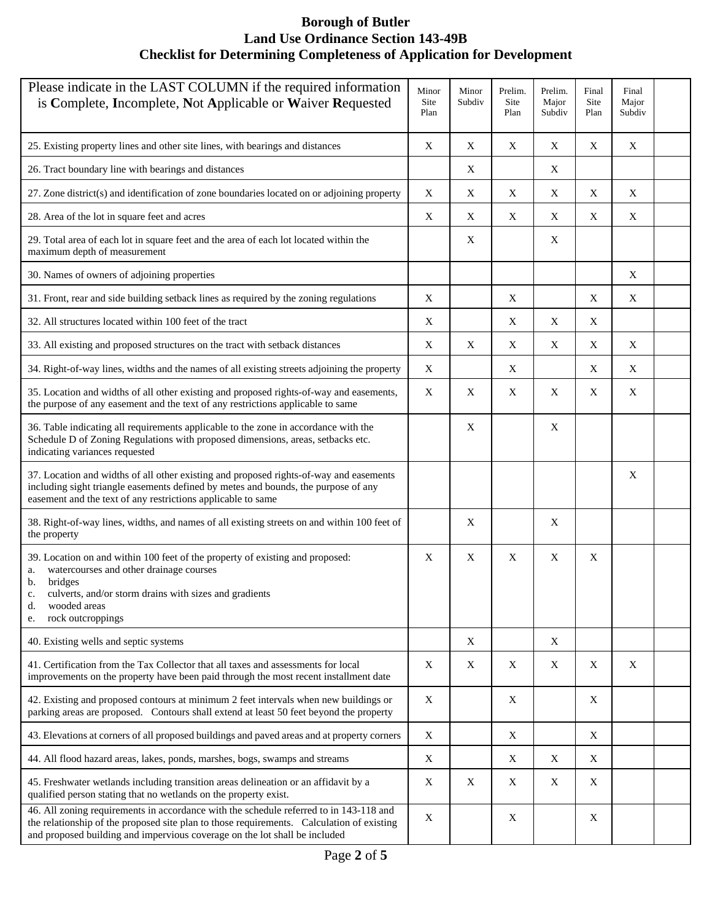# Borough of Butler
## Land Use Ordinance Section 143-49B
## Checklist for Determining Completeness of Application for Development

| Please indicate in the LAST COLUMN if the required information is **C**omplete, **I**ncomplete, **N**ot **A**pplicable or **W**aiver **R**equested | Minor Site Plan | Minor Subdiv | Prelim. Site Plan | Prelim. Major Subdiv | Final Site Plan | Final Major Subdiv | |
|---|---|---|---|---|---|---|---|
| 25. Existing property lines and other site lines, with bearings and distances | X | X | X | X | X | X | |
| 26. Tract boundary line with bearings and distances | | X | | X | | | |
| 27. Zone district(s) and identification of zone boundaries located on or adjoining property | X | X | X | X | X | X | |
| 28. Area of the lot in square feet and acres | X | X | X | X | X | X | |
| 29. Total area of each lot in square feet and the area of each lot located within the maximum depth of measurement | | X | | X | | | |
| 30. Names of owners of adjoining properties | | | | | | X | |
| 31. Front, rear and side building setback lines as required by the zoning regulations | X | | X | | X | X | |
| 32. All structures located within 100 feet of the tract | X | | X | X | X | | |
| 33. All existing and proposed structures on the tract with setback distances | X | X | X | X | X | X | |
| 34. Right-of-way lines, widths and the names of all existing streets adjoining the property | X | | X | | X | X | |
| 35. Location and widths of all other existing and proposed rights-of-way and easements, the purpose of any easement and the text of any restrictions applicable to same | X | X | X | X | X | X | |
| 36. Table indicating all requirements applicable to the zone in accordance with the Schedule D of Zoning Regulations with proposed dimensions, areas, setbacks etc. indicating variances requested | | X | | X | | | |
| 37. Location and widths of all other existing and proposed rights-of-way and easements including sight triangle easements defined by metes and bounds, the purpose of any easement and the text of any restrictions applicable to same | | | | | | X | |
| 38. Right-of-way lines, widths, and names of all existing streets on and within 100 feet of the property | | X | | X | | | |
| 39. Location on and within 100 feet of the property of existing and proposed: a. watercourses and other drainage courses b. bridges c. culverts, and/or storm drains with sizes and gradients d. wooded areas e. rock outcroppings | X | X | X | X | X | | |
| 40. Existing wells and septic systems | | X | | X | | | |
| 41. Certification from the Tax Collector that all taxes and assessments for local improvements on the property have been paid through the most recent installment date | X | X | X | X | X | X | |
| 42. Existing and proposed contours at minimum 2 feet intervals when new buildings or parking areas are proposed. Contours shall extend at least 50 feet beyond the property | X | | X | | X | | |
| 43. Elevations at corners of all proposed buildings and paved areas and at property corners | X | | X | | X | | |
| 44. All flood hazard areas, lakes, ponds, marshes, bogs, swamps and streams | X | | X | X | X | | |
| 45. Freshwater wetlands including transition areas delineation or an affidavit by a qualified person stating that no wetlands on the property exist. | X | X | X | X | X | | |
| 46. All zoning requirements in accordance with the schedule referred to in 143-118 and the relationship of the proposed site plan to those requirements. Calculation of existing and proposed building and impervious coverage on the lot shall be included | X | | X | | X | | |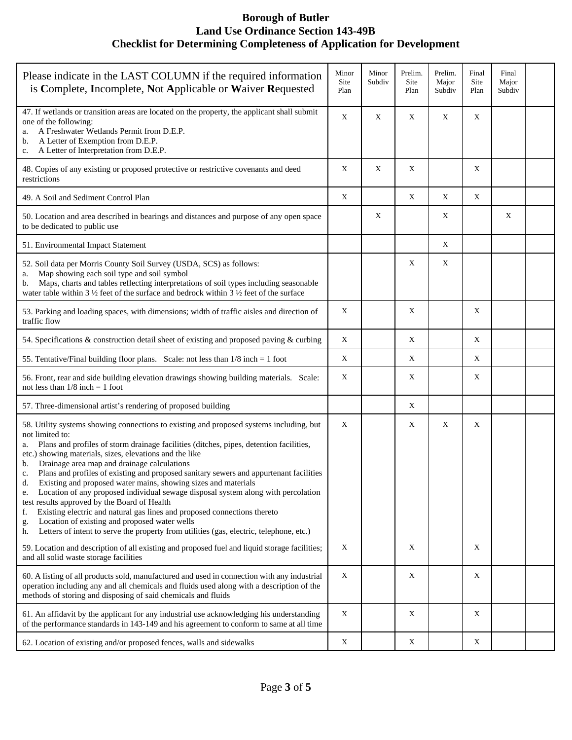# Borough of Butler
## Land Use Ordinance Section 143-49B
## Checklist for Determining Completeness of Application for Development

| Please indicate in the LAST COLUMN if the required information is **C**omplete, **I**ncomplete, **N**ot **A**pplicable or **W**aiver **R**equested | Minor Site Plan | Minor Subdiv | Prelim. Site Plan | Prelim. Major Subdiv | Final Site Plan | Final Major Subdiv | |
|---|---|---|---|---|---|---|---|
| 47. If wetlands or transition areas are located on the property, the applicant shall submit one of the following:<br>a. A Freshwater Wetlands Permit from D.E.P.<br>b. A Letter of Exemption from D.E.P.<br>c. A Letter of Interpretation from D.E.P. | X | X | X | X | X | | |
| 48. Copies of any existing or proposed protective or restrictive covenants and deed restrictions | X | X | X | | X | | |
| 49. A Soil and Sediment Control Plan | X | | X | X | X | | |
| 50. Location and area described in bearings and distances and purpose of any open space to be dedicated to public use | | X | | X | | X | |
| 51. Environmental Impact Statement | | | | X | | | |
| 52. Soil data per Morris County Soil Survey (USDA, SCS) as follows:<br>a. Map showing each soil type and soil symbol<br>b. Maps, charts and tables reflecting interpretations of soil types including seasonable water table within 3 ½ feet of the surface and bedrock within 3 ½ feet of the surface | | | X | X | | | |
| 53. Parking and loading spaces, with dimensions; width of traffic aisles and direction of traffic flow | X | | X | | X | | |
| 54. Specifications & construction detail sheet of existing and proposed paving & curbing | X | | X | | X | | |
| 55. Tentative/Final building floor plans. Scale: not less than 1/8 inch = 1 foot | X | | X | | X | | |
| 56. Front, rear and side building elevation drawings showing building materials. Scale: not less than 1/8 inch = 1 foot | X | | X | | X | | |
| 57. Three-dimensional artist's rendering of proposed building | | | X | | | | |
| 58. Utility systems showing connections to existing and proposed systems including, but not limited to:<br>a. Plans and profiles of storm drainage facilities (ditches, pipes, detention facilities, etc.) showing materials, sizes, elevations and the like<br>b. Drainage area map and drainage calculations<br>c. Plans and profiles of existing and proposed sanitary sewers and appurtenant facilities<br>d. Existing and proposed water mains, showing sizes and materials<br>e. Location of any proposed individual sewage disposal system along with percolation test results approved by the Board of Health<br>f. Existing electric and natural gas lines and proposed connections thereto<br>g. Location of existing and proposed water wells<br>h. Letters of intent to serve the property from utilities (gas, electric, telephone, etc.) | X | | X | X | X | | |
| 59. Location and description of all existing and proposed fuel and liquid storage facilities; and all solid waste storage facilities | X | | X | | X | | |
| 60. A listing of all products sold, manufactured and used in connection with any industrial operation including any and all chemicals and fluids used along with a description of the methods of storing and disposing of said chemicals and fluids | X | | X | | X | | |
| 61. An affidavit by the applicant for any industrial use acknowledging his understanding of the performance standards in 143-149 and his agreement to conform to same at all time | X | | X | | X | | |
| 62. Location of existing and/or proposed fences, walls and sidewalks | X | | X | | X | | |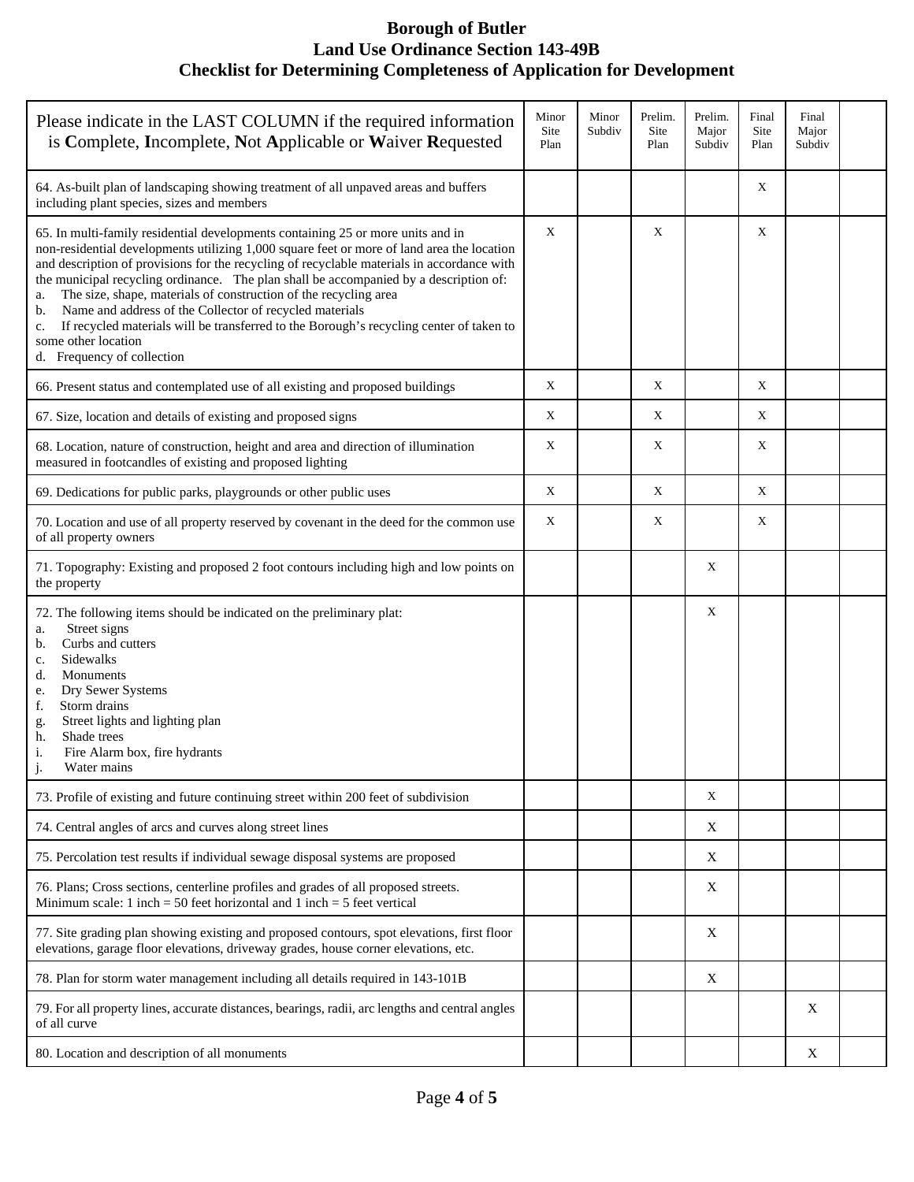# Borough of Butler
## Land Use Ordinance Section 143-49B
## Checklist for Determining Completeness of Application for Development

| Please indicate in the LAST COLUMN if the required information is **C**omplete, **I**ncomplete, **N**ot **A**pplicable or **W**aiver **R**equested | Minor Site Plan | Minor Subdiv | Prelim. Site Plan | Prelim. Major Subdiv | Final Site Plan | Final Major Subdiv | |
|---|---|---|---|---|---|---|---|
| 64. As-built plan of landscaping showing treatment of all unpaved areas and buffers including plant species, sizes and members | | | | | X | | |
| 65. In multi-family residential developments containing 25 or more units and in non-residential developments utilizing 1,000 square feet or more of land area the location and description of provisions for the recycling of recyclable materials in accordance with the municipal recycling ordinance. The plan shall be accompanied by a description of:<br>a. The size, shape, materials of construction of the recycling area<br>b. Name and address of the Collector of recycled materials<br>c. If recycled materials will be transferred to the Borough's recycling center of taken to some other location<br>d. Frequency of collection | X | | X | | X | | |
| 66. Present status and contemplated use of all existing and proposed buildings | X | | X | | X | | |
| 67. Size, location and details of existing and proposed signs | X | | X | | X | | |
| 68. Location, nature of construction, height and area and direction of illumination measured in footcandles of existing and proposed lighting | X | | X | | X | | |
| 69. Dedications for public parks, playgrounds or other public uses | X | | X | | X | | |
| 70. Location and use of all property reserved by covenant in the deed for the common use of all property owners | X | | X | | X | | |
| 71. Topography: Existing and proposed 2 foot contours including high and low points on the property | | | | X | | | |
| 72. The following items should be indicated on the preliminary plat:<br>a. Street signs<br>b. Curbs and cutters<br>c. Sidewalks<br>d. Monuments<br>e. Dry Sewer Systems<br>f. Storm drains<br>g. Street lights and lighting plan<br>h. Shade trees<br>i. Fire Alarm box, fire hydrants<br>j. Water mains | | | | X | | | |
| 73. Profile of existing and future continuing street within 200 feet of subdivision | | | | X | | | |
| 74. Central angles of arcs and curves along street lines | | | | X | | | |
| 75. Percolation test results if individual sewage disposal systems are proposed | | | | X | | | |
| 76. Plans; Cross sections, centerline profiles and grades of all proposed streets. Minimum scale: 1 inch = 50 feet horizontal and 1 inch = 5 feet vertical | | | | X | | | |
| 77. Site grading plan showing existing and proposed contours, spot elevations, first floor elevations, garage floor elevations, driveway grades, house corner elevations, etc. | | | | X | | | |
| 78. Plan for storm water management including all details required in 143-101B | | | | X | | | |
| 79. For all property lines, accurate distances, bearings, radii, arc lengths and central angles of all curve | | | | | | X | |
| 80. Location and description of all monuments | | | | | | X | |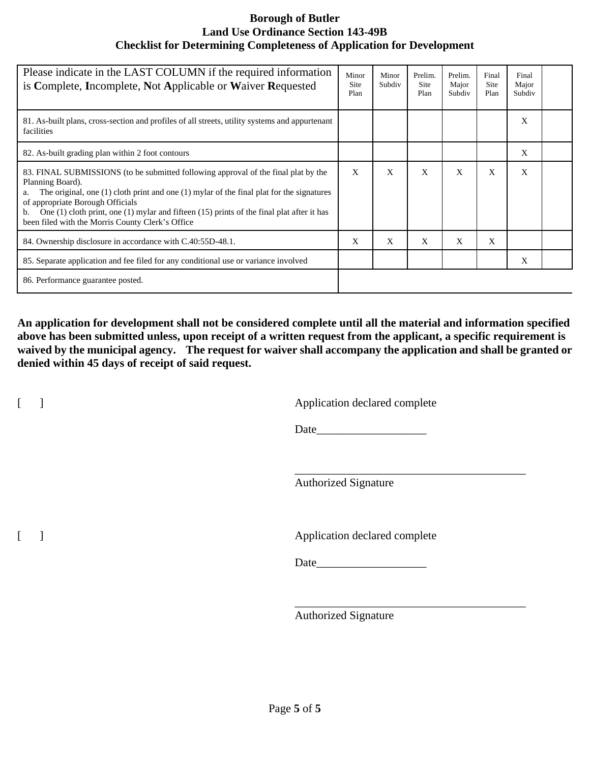**Borough of Butler**
**Land Use Ordinance Section 143-49B**
**Checklist for Determining Completeness of Application for Development**

| Please indicate in the LAST COLUMN if the required information is **C**omplete, **I**ncomplete, **N**ot **A**pplicable or **W**aiver **R**equested | Minor Site Plan | Minor Subdiv | Prelim. Site Plan | Prelim. Major Subdiv | Final Site Plan | Final Major Subdiv | |
|---|---|---|---|---|---|---|---|
| 81. As-built plans, cross-section and profiles of all streets, utility systems and appurtenant facilities | | | | | | X | |
| 82. As-built grading plan within 2 foot contours | | | | | | X | |
| 83. FINAL SUBMISSIONS (to be submitted following approval of the final plat by the Planning Board). a. The original, one (1) cloth print and one (1) mylar of the final plat for the signatures of appropriate Borough Officials b. One (1) cloth print, one (1) mylar and fifteen (15) prints of the final plat after it has been filed with the Morris County Clerk's Office | X | X | X | X | X | X | |
| 84. Ownership disclosure in accordance with C.40:55D-48.1. | X | X | X | X | X | | |
| 85. Separate application and fee filed for any conditional use or variance involved | | | | | | X | |
| 86. Performance guarantee posted. | | | | | | | |

**An application for development shall not be considered complete until all the material and information specified above has been submitted unless, upon receipt of a written request from the applicant, a specific requirement is waived by the municipal agency. The request for waiver shall accompany the application and shall be granted or denied within 45 days of receipt of said request.**

[ ] Application declared complete

Date___________________

_________________________________________
Authorized Signature

[ ] Application declared complete

Date___________________

_________________________________________
Authorized Signature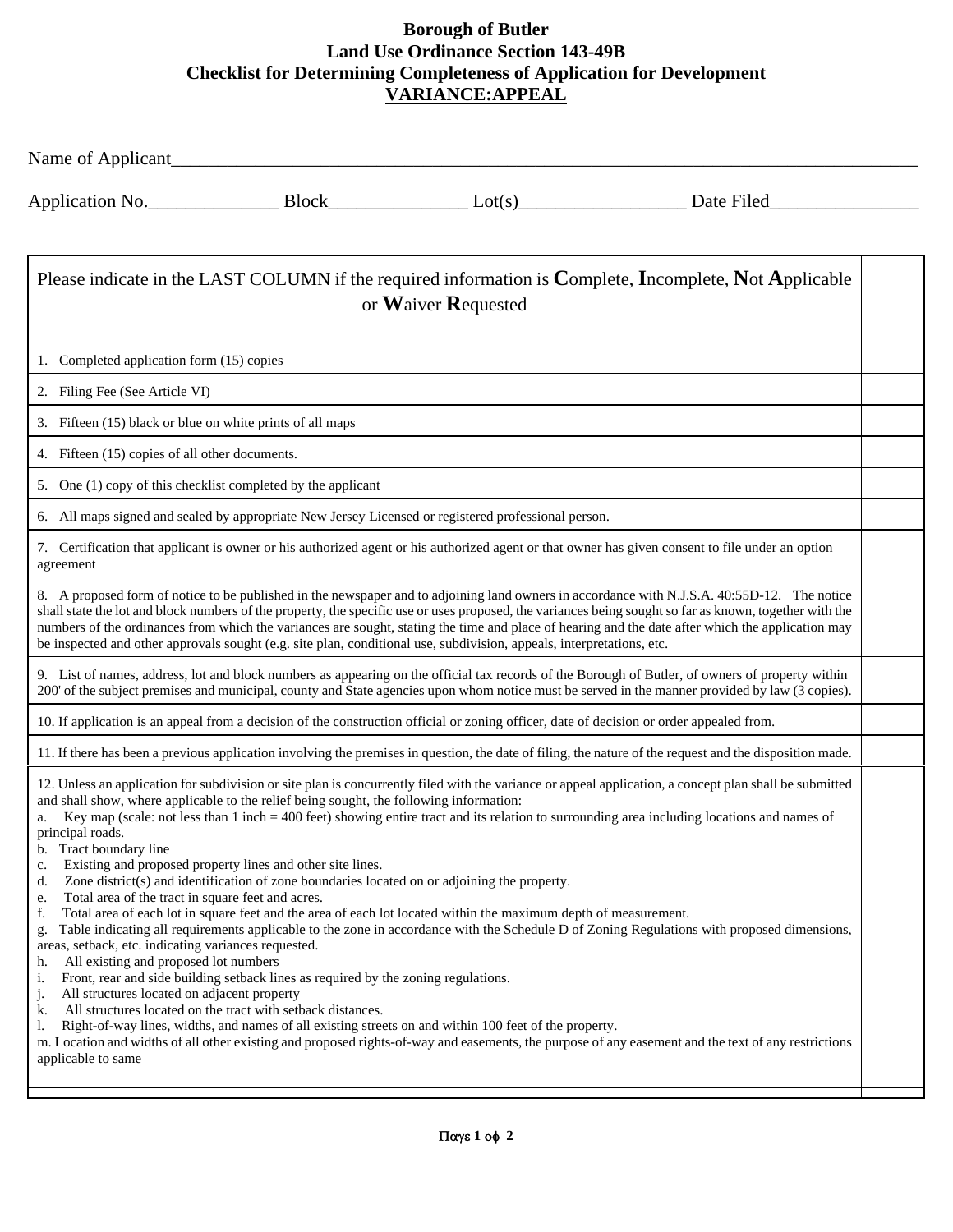# Borough of Butler
## Land Use Ordinance Section 143-49B
## Checklist for Determining Completeness of Application for Development
## VARIANCE:APPEAL

Name of Applicant_______________________________________________________________________________

Application No.______________ Block_______________ Lot(s)__________________ Date Filed________________

| Please indicate in the LAST COLUMN if the required information is **C**omplete, **I**ncomplete, **N**ot **A**pplicable or **W**aiver **R**equested | |
|---|---|
| 1. Completed application form (15) copies | |
| 2. Filing Fee (See Article VI) | |
| 3. Fifteen (15) black or blue on white prints of all maps | |
| 4. Fifteen (15) copies of all other documents. | |
| 5. One (1) copy of this checklist completed by the applicant | |
| 6. All maps signed and sealed by appropriate New Jersey Licensed or registered professional person. | |
| 7. Certification that applicant is owner or his authorized agent or his authorized agent or that owner has given consent to file under an option agreement | |
| 8. A proposed form of notice to be published in the newspaper and to adjoining land owners in accordance with N.J.S.A. 40:55D-12. The notice shall state the lot and block numbers of the property, the specific use or uses proposed, the variances being sought so far as known, together with the numbers of the ordinances from which the variances are sought, stating the time and place of hearing and the date after which the application may be inspected and other approvals sought (e.g. site plan, conditional use, subdivision, appeals, interpretations, etc. | |
| 9. List of names, address, lot and block numbers as appearing on the official tax records of the Borough of Butler, of owners of property within 200' of the subject premises and municipal, county and State agencies upon whom notice must be served in the manner provided by law (3 copies). | |
| 10. If application is an appeal from a decision of the construction official or zoning officer, date of decision or order appealed from. | |
| 11. If there has been a previous application involving the premises in question, the date of filing, the nature of the request and the disposition made. | |
| 12. Unless an application for subdivision or site plan is concurrently filed with the variance or appeal application, a concept plan shall be submitted and shall show, where applicable to the relief being sought, the following information:<br>a. Key map (scale: not less than 1 inch = 400 feet) showing entire tract and its relation to surrounding area including locations and names of principal roads.<br>b. Tract boundary line<br>c. Existing and proposed property lines and other site lines.<br>d. Zone district(s) and identification of zone boundaries located on or adjoining the property.<br>e. Total area of the tract in square feet and acres.<br>f. Total area of each lot in square feet and the area of each lot located within the maximum depth of measurement.<br>g. Table indicating all requirements applicable to the zone in accordance with the Schedule D of Zoning Regulations with proposed dimensions, areas, setback, etc. indicating variances requested.<br>h. All existing and proposed lot numbers<br>i. Front, rear and side building setback lines as required by the zoning regulations.<br>j. All structures located on adjacent property<br>k. All structures located on the tract with setback distances.<br>l. Right-of-way lines, widths, and names of all existing streets on and within 100 feet of the property.<br>m. Location and widths of all other existing and proposed rights-of-way and easements, the purpose of any easement and the text of any restrictions applicable to same | |
| | |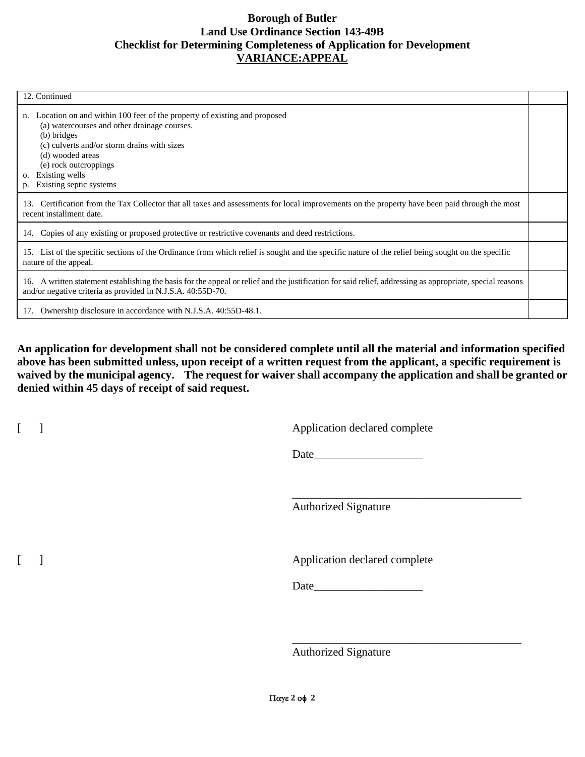# Borough of Butler
## Land Use Ordinance Section 143-49B
## Checklist for Determining Completeness of Application for Development
## VARIANCE:APPEAL

| | |
|---|---|
| 12. Continued | |
| n. Location on and within 100 feet of the property of existing and proposed<br>(a) watercourses and other drainage courses.<br>(b) bridges<br>(c) culverts and/or storm drains with sizes<br>(d) wooded areas<br>(e) rock outcroppings<br>o. Existing wells<br>p. Existing septic systems | |
| 13. Certification from the Tax Collector that all taxes and assessments for local improvements on the property have been paid through the most recent installment date. | |
| 14. Copies of any existing or proposed protective or restrictive covenants and deed restrictions. | |
| 15. List of the specific sections of the Ordinance from which relief is sought and the specific nature of the relief being sought on the specific nature of the appeal. | |
| 16. A written statement establishing the basis for the appeal or relief and the justification for said relief, addressing as appropriate, special reasons and/or negative criteria as provided in N.J.S.A. 40:55D-70. | |
| 17. Ownership disclosure in accordance with N.J.S.A. 40:55D-48.1. | |

**An application for development shall not be considered complete until all the material and information specified above has been submitted unless, upon receipt of a written request from the applicant, a specific requirement is waived by the municipal agency. The request for waiver shall accompany the application and shall be granted or denied within 45 days of receipt of said request.**

[ ] Application declared complete

Date___________________

________________________________________
Authorized Signature

[ ] Application declared complete

Date___________________

________________________________________
Authorized Signature